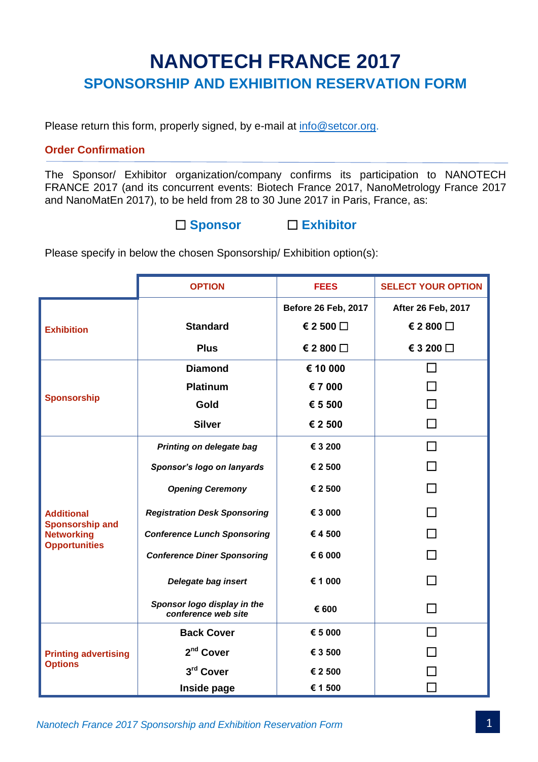# NANOTECH FRANCE 2017

## SPONSORSHIP AND EXHIBITION RESERVATION FORM

Please return this form, properly signed, by e-mail at info@setcor.org.

### Order Confirmation

The Sponsor/ Exhibitor organization/company confirms its participation to NANOTECH FRANCE 2017 (and its concurrent events: Biotech France 2017, NanoMetrology France 2017 and NanoMatEn 2017), to be held from 28 to 30 June 2017 in Paris, France, as:

☐ **Sponsor** ☐ **Exhibitor**

Please specify in below the chosen Sponsorship/ Exhibition option(s):

| | OPTION | FEES | SELECT YOUR OPTION |
|---|---|---|---|
| | | **Before 26 Feb, 2017** | **After 26 Feb, 2017** |
| **Exhibition** | **Standard** | **€ 2 500** ☐ | **€ 2 800** ☐ |
| | **Plus** | **€ 2 800** ☐ | **€ 3 200** ☐ |
| **Sponsorship** | **Diamond** | **€ 10 000** | ☐ |
| | **Platinum** | **€ 7 000** | ☐ |
| | **Gold** | **€ 5 500** | ☐ |
| | **Silver** | **€ 2 500** | ☐ |
| **Additional Sponsorship and Networking Opportunities** | ***Printing on delegate bag*** | **€ 3 200** | ☐ |
| | ***Sponsor's logo on lanyards*** | **€ 2 500** | ☐ |
| | ***Opening Ceremony*** | **€ 2 500** | ☐ |
| | ***Registration Desk Sponsoring*** | **€ 3 000** | ☐ |
| | ***Conference Lunch Sponsoring*** | **€ 4 500** | ☐ |
| | ***Conference Diner Sponsoring*** | **€ 6 000** | ☐ |
| | ***Delegate bag insert*** | **€ 1 000** | ☐ |
| | ***Sponsor logo display in the conference web site*** | **€ 600** | ☐ |
| **Printing advertising Options** | **Back Cover** | **€ 5 000** | ☐ |
| | **2nd Cover** | **€ 3 500** | ☐ |
| | **3rd Cover** | **€ 2 500** | ☐ |
| | **Inside page** | **€ 1 500** | ☐ |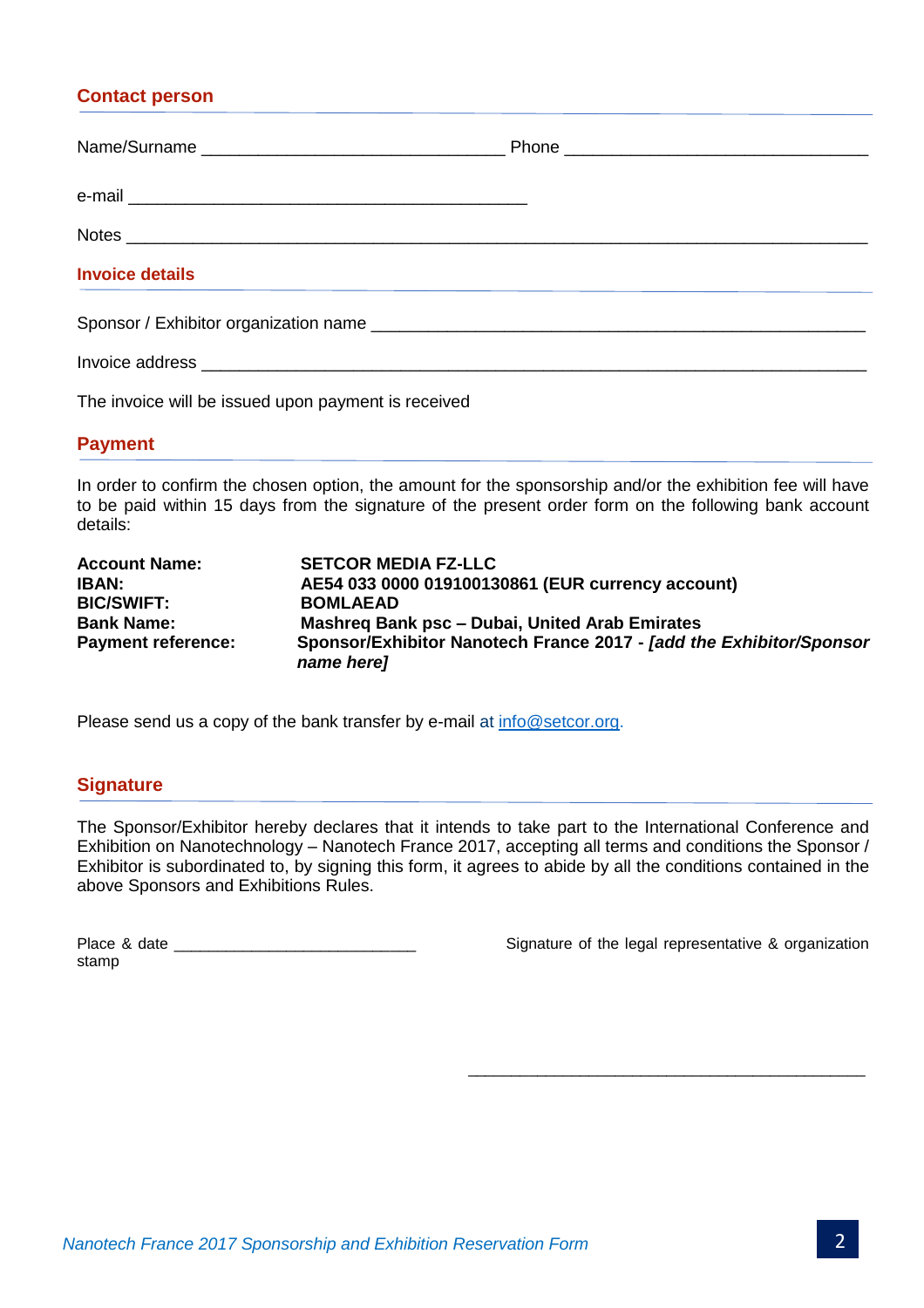## Contact person

Name/Surname ________________________________ Phone ________________________________

e-mail __________________________________________

Notes ______________________________________________________________________________

## Invoice details

Sponsor / Exhibitor organization name ___________________________________________________

Invoice address ______________________________________________________________________

The invoice will be issued upon payment is received

## Payment

In order to confirm the chosen option, the amount for the sponsorship and/or the exhibition fee will have to be paid within 15 days from the signature of the present order form on the following bank account details:

| | |
|---|---|
| **Account Name:** | **SETCOR MEDIA FZ-LLC** |
| **IBAN:** | **AE54 033 0000 019100130861 (EUR currency account)** |
| **BIC/SWIFT:** | **BOMLAEAD** |
| **Bank Name:** | **Mashreq Bank psc – Dubai, United Arab Emirates** |
| **Payment reference:** | **Sponsor/Exhibitor Nanotech France 2017 -** ***[add the Exhibitor/Sponsor name here]*** |

Please send us a copy of the bank transfer by e-mail at info@setcor.org.

## Signature

The Sponsor/Exhibitor hereby declares that it intends to take part to the International Conference and Exhibition on Nanotechnology – Nanotech France 2017, accepting all terms and conditions the Sponsor / Exhibitor is subordinated to, by signing this form, it agrees to abide by all the conditions contained in the above Sponsors and Exhibitions Rules.

Place & date ____________________________

Signature of the legal representative & organization stamp

_____________________________________________

*Nanotech France 2017 Sponsorship and Exhibition Reservation Form*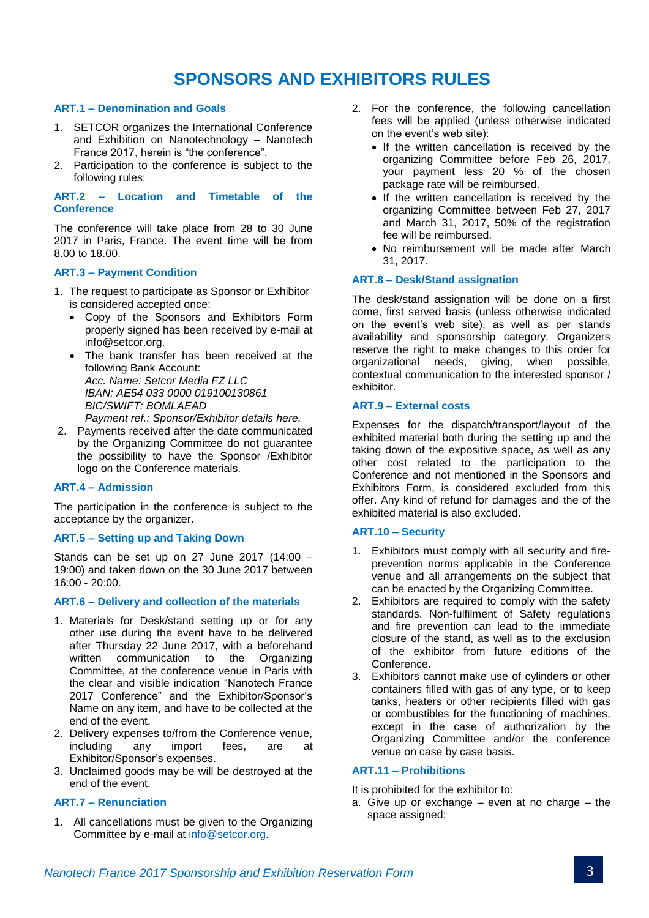# SPONSORS AND EXHIBITORS RULES

## ART.1 – Denomination and Goals

1. SETCOR organizes the International Conference and Exhibition on Nanotechnology – Nanotech France 2017, herein is "the conference".
2. Participation to the conference is subject to the following rules:

## ART.2 – Location and Timetable of the Conference

The conference will take place from 28 to 30 June 2017 in Paris, France. The event time will be from 8.00 to 18.00.

## ART.3 – Payment Condition

1. The request to participate as Sponsor or Exhibitor is considered accepted once:
   - Copy of the Sponsors and Exhibitors Form properly signed has been received by e-mail at info@setcor.org.
   - The bank transfer has been received at the following Bank Account:
     *Acc. Name: Setcor Media FZ LLC*
     *IBAN: AE54 033 0000 019100130861*
     *BIC/SWIFT: BOMLAEAD*
     *Payment ref.: Sponsor/Exhibitor details here.*
2. Payments received after the date communicated by the Organizing Committee do not guarantee the possibility to have the Sponsor /Exhibitor logo on the Conference materials.

## ART.4 – Admission

The participation in the conference is subject to the acceptance by the organizer.

## ART.5 – Setting up and Taking Down

Stands can be set up on 27 June 2017 (14:00 – 19:00) and taken down on the 30 June 2017 between 16:00 - 20:00.

## ART.6 – Delivery and collection of the materials

1. Materials for Desk/stand setting up or for any other use during the event have to be delivered after Thursday 22 June 2017, with a beforehand written communication to the Organizing Committee, at the conference venue in Paris with the clear and visible indication "Nanotech France 2017 Conference" and the Exhibitor/Sponsor's Name on any item, and have to be collected at the end of the event.
2. Delivery expenses to/from the Conference venue, including any import fees, are at Exhibitor/Sponsor's expenses.
3. Unclaimed goods may be will be destroyed at the end of the event.

## ART.7 – Renunciation

1. All cancellations must be given to the Organizing Committee by e-mail at info@setcor.org.
2. For the conference, the following cancellation fees will be applied (unless otherwise indicated on the event's web site):
   - If the written cancellation is received by the organizing Committee before Feb 26, 2017, your payment less 20 % of the chosen package rate will be reimbursed.
   - If the written cancellation is received by the organizing Committee between Feb 27, 2017 and March 31, 2017, 50% of the registration fee will be reimbursed.
   - No reimbursement will be made after March 31, 2017.

## ART.8 – Desk/Stand assignation

The desk/stand assignation will be done on a first come, first served basis (unless otherwise indicated on the event's web site), as well as per stands availability and sponsorship category. Organizers reserve the right to make changes to this order for organizational needs, giving, when possible, contextual communication to the interested sponsor / exhibitor.

## ART.9 – External costs

Expenses for the dispatch/transport/layout of the exhibited material both during the setting up and the taking down of the expositive space, as well as any other cost related to the participation to the Conference and not mentioned in the Sponsors and Exhibitors Form, is considered excluded from this offer. Any kind of refund for damages and the of the exhibited material is also excluded.

## ART.10 – Security

1. Exhibitors must comply with all security and fire-prevention norms applicable in the Conference venue and all arrangements on the subject that can be enacted by the Organizing Committee.
2. Exhibitors are required to comply with the safety standards. Non-fulfilment of Safety regulations and fire prevention can lead to the immediate closure of the stand, as well as to the exclusion of the exhibitor from future editions of the Conference.
3. Exhibitors cannot make use of cylinders or other containers filled with gas of any type, or to keep tanks, heaters or other recipients filled with gas or combustibles for the functioning of machines, except in the case of authorization by the Organizing Committee and/or the conference venue on case by case basis.

## ART.11 – Prohibitions

It is prohibited for the exhibitor to:

a. Give up or exchange – even at no charge – the space assigned;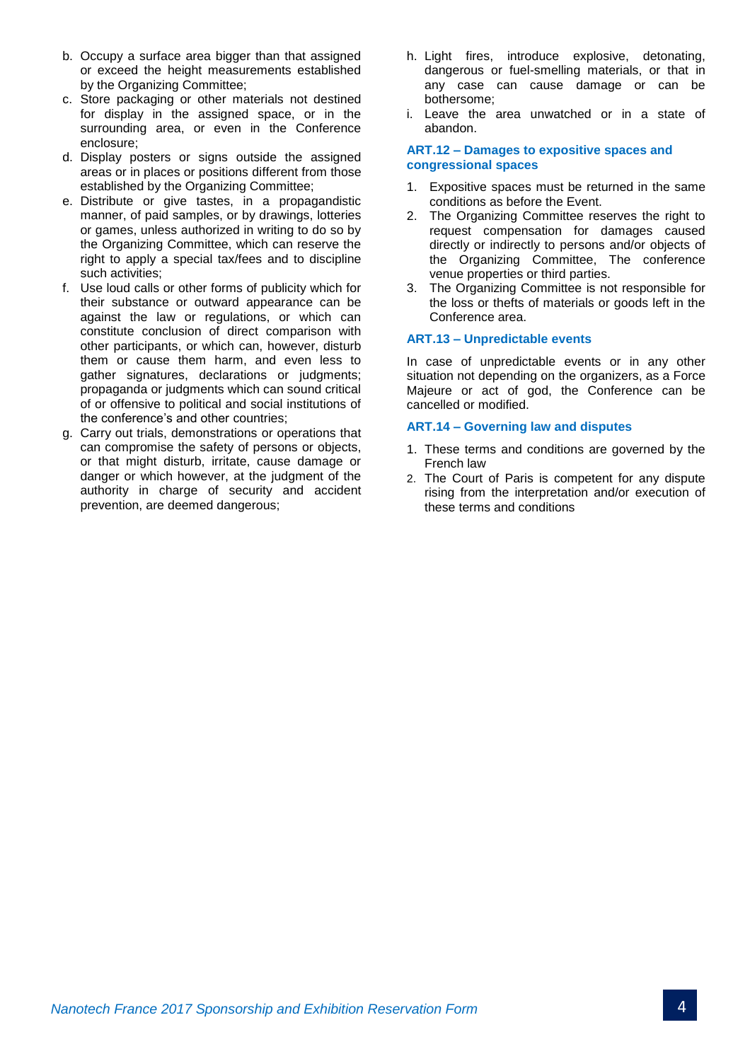b. Occupy a surface area bigger than that assigned or exceed the height measurements established by the Organizing Committee;
c. Store packaging or other materials not destined for display in the assigned space, or in the surrounding area, or even in the Conference enclosure;
d. Display posters or signs outside the assigned areas or in places or positions different from those established by the Organizing Committee;
e. Distribute or give tastes, in a propagandistic manner, of paid samples, or by drawings, lotteries or games, unless authorized in writing to do so by the Organizing Committee, which can reserve the right to apply a special tax/fees and to discipline such activities;
f. Use loud calls or other forms of publicity which for their substance or outward appearance can be against the law or regulations, or which can constitute conclusion of direct comparison with other participants, or which can, however, disturb them or cause them harm, and even less to gather signatures, declarations or judgments; propaganda or judgments which can sound critical of or offensive to political and social institutions of the conference's and other countries;
g. Carry out trials, demonstrations or operations that can compromise the safety of persons or objects, or that might disturb, irritate, cause damage or danger or which however, at the judgment of the authority in charge of security and accident prevention, are deemed dangerous;
h. Light fires, introduce explosive, detonating, dangerous or fuel-smelling materials, or that in any case can cause damage or can be bothersome;
i. Leave the area unwatched or in a state of abandon.

### ART.12 – Damages to expositive spaces and congressional spaces

1. Expositive spaces must be returned in the same conditions as before the Event.
2. The Organizing Committee reserves the right to request compensation for damages caused directly or indirectly to persons and/or objects of the Organizing Committee, The conference venue properties or third parties.
3. The Organizing Committee is not responsible for the loss or thefts of materials or goods left in the Conference area.

### ART.13 – Unpredictable events

In case of unpredictable events or in any other situation not depending on the organizers, as a Force Majeure or act of god, the Conference can be cancelled or modified.

### ART.14 – Governing law and disputes

1. These terms and conditions are governed by the French law
2. The Court of Paris is competent for any dispute rising from the interpretation and/or execution of these terms and conditions